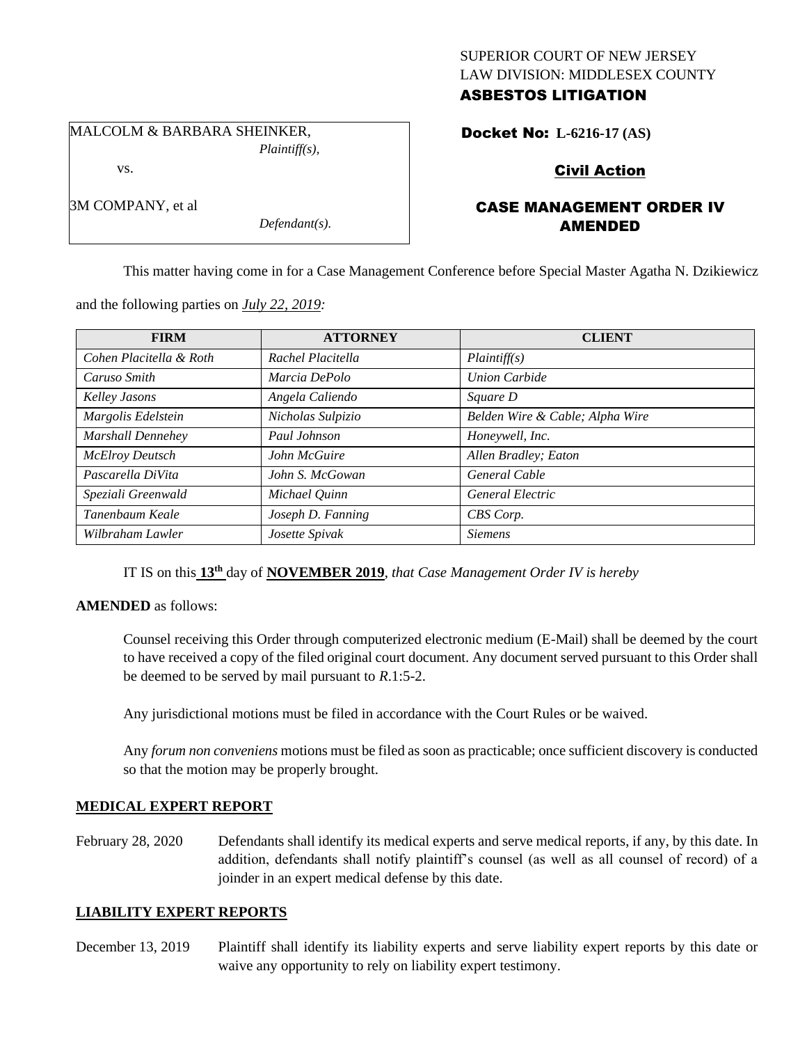SUPERIOR COURT OF NEW JERSEY
LAW DIVISION: MIDDLESEX COUNTY
**ASBESTOS LITIGATION**

MALCOLM & BARBARA SHEINKER,
*Plaintiff(s),*

vs.

3M COMPANY, et al
*Defendant(s).*

**Docket No: L-6216-17 (AS)**

**Civil Action**

**CASE MANAGEMENT ORDER IV AMENDED**

This matter having come in for a Case Management Conference before Special Master Agatha N. Dzikiewicz and the following parties on *July 22, 2019:*

| FIRM | ATTORNEY | CLIENT |
|---|---|---|
| *Cohen Placitella & Roth* | *Rachel Placitella* | *Plaintiff(s)* |
| *Caruso Smith* | *Marcia DePolo* | *Union Carbide* |
| *Kelley Jasons* | *Angela Caliendo* | *Square D* |
| *Margolis Edelstein* | *Nicholas Sulpizio* | *Belden Wire & Cable; Alpha Wire* |
| *Marshall Dennehey* | *Paul Johnson* | *Honeywell, Inc.* |
| *McElroy Deutsch* | *John McGuire* | *Allen Bradley; Eaton* |
| *Pascarella DiVita* | *John S. McGowan* | *General Cable* |
| *Speziali Greenwald* | *Michael Quinn* | *General Electric* |
| *Tanenbaum Keale* | *Joseph D. Fanning* | *CBS Corp.* |
| *Wilbraham Lawler* | *Josette Spivak* | *Siemens* |

IT IS on this **13th** day of **NOVEMBER 2019**, *that Case Management Order IV is hereby*

**AMENDED** as follows:

Counsel receiving this Order through computerized electronic medium (E-Mail) shall be deemed by the court to have received a copy of the filed original court document. Any document served pursuant to this Order shall be deemed to be served by mail pursuant to *R*.1:5-2.

Any jurisdictional motions must be filed in accordance with the Court Rules or be waived.

Any *forum non conveniens* motions must be filed as soon as practicable; once sufficient discovery is conducted so that the motion may be properly brought.

**MEDICAL EXPERT REPORT**

February 28, 2020 Defendants shall identify its medical experts and serve medical reports, if any, by this date. In addition, defendants shall notify plaintiff's counsel (as well as all counsel of record) of a joinder in an expert medical defense by this date.

**LIABILITY EXPERT REPORTS**

December 13, 2019 Plaintiff shall identify its liability experts and serve liability expert reports by this date or waive any opportunity to rely on liability expert testimony.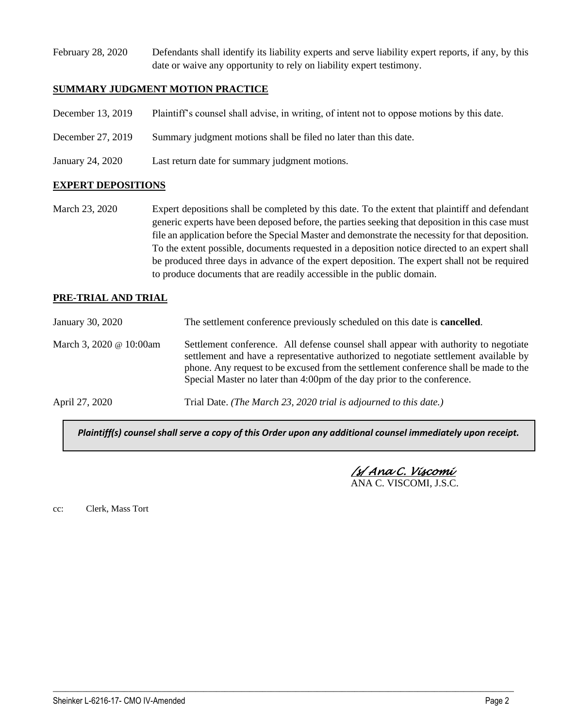| | |
|---|---|
| February 28, 2020 | Defendants shall identify its liability experts and serve liability expert reports, if any, by this date or waive any opportunity to rely on liability expert testimony. |

## SUMMARY JUDGMENT MOTION PRACTICE

| | |
|---|---|
| December 13, 2019 | Plaintiff's counsel shall advise, in writing, of intent not to oppose motions by this date. |
| December 27, 2019 | Summary judgment motions shall be filed no later than this date. |
| January 24, 2020 | Last return date for summary judgment motions. |

## EXPERT DEPOSITIONS

| | |
|---|---|
| March 23, 2020 | Expert depositions shall be completed by this date. To the extent that plaintiff and defendant generic experts have been deposed before, the parties seeking that deposition in this case must file an application before the Special Master and demonstrate the necessity for that deposition. To the extent possible, documents requested in a deposition notice directed to an expert shall be produced three days in advance of the expert deposition. The expert shall not be required to produce documents that are readily accessible in the public domain. |

## PRE-TRIAL AND TRIAL

| | |
|---|---|
| January 30, 2020 | The settlement conference previously scheduled on this date is **cancelled**. |
| March 3, 2020 @ 10:00am | Settlement conference. All defense counsel shall appear with authority to negotiate settlement and have a representative authorized to negotiate settlement available by phone. Any request to be excused from the settlement conference shall be made to the Special Master no later than 4:00pm of the day prior to the conference. |
| April 27, 2020 | Trial Date. *(The March 23, 2020 trial is adjourned to this date.)* |

***Plaintiff(s) counsel shall serve a copy of this Order upon any additional counsel immediately upon receipt.***

*/s/ Ana C. Viscomi*
ANA C. VISCOMI, J.S.C.

cc: Clerk, Mass Tort